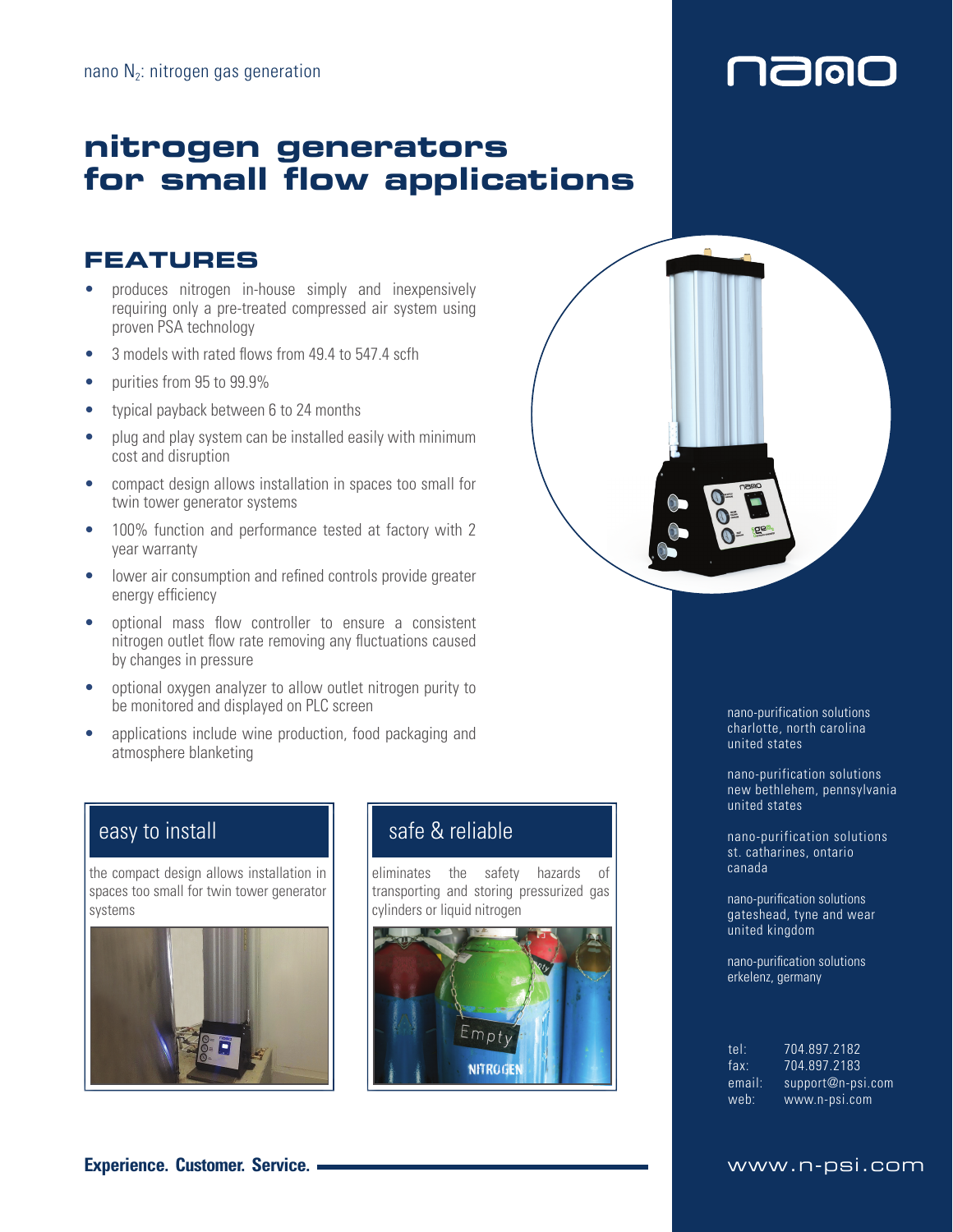nano $N_2$: nitrogen gas generation

nano

# nitrogen generators for small flow applications

## FEATURES

- produces nitrogen in-house simply and inexpensively requiring only a pre-treated compressed air system using proven PSA technology
- 3 models with rated flows from 49.4 to 547.4 scfh
- purities from 95 to 99.9%
- typical payback between 6 to 24 months
- plug and play system can be installed easily with minimum cost and disruption
- compact design allows installation in spaces too small for twin tower generator systems
- 100% function and performance tested at factory with 2 year warranty
- lower air consumption and refined controls provide greater energy efficiency
- optional mass flow controller to ensure a consistent nitrogen outlet flow rate removing any fluctuations caused by changes in pressure
- optional oxygen analyzer to allow outlet nitrogen purity to be monitored and displayed on PLC screen
- applications include wine production, food packaging and atmosphere blanketing

### easy to install

the compact design allows installation in spaces too small for twin tower generator systems

### safe & reliable

eliminates the safety hazards of transporting and storing pressurized gas cylinders or liquid nitrogen

nano-purification solutions
charlotte, north carolina
united states

nano-purification solutions
new bethlehem, pennsylvania
united states

nano-purification solutions
st. catharines, ontario
canada

nano-purification solutions
gateshead, tyne and wear
united kingdom

nano-purification solutions
erkelenz, germany

tel: 704.897.2182
fax: 704.897.2183
email: support@n-psi.com
web: www.n-psi.com

**Experience. Customer. Service.**

www.n-psi.com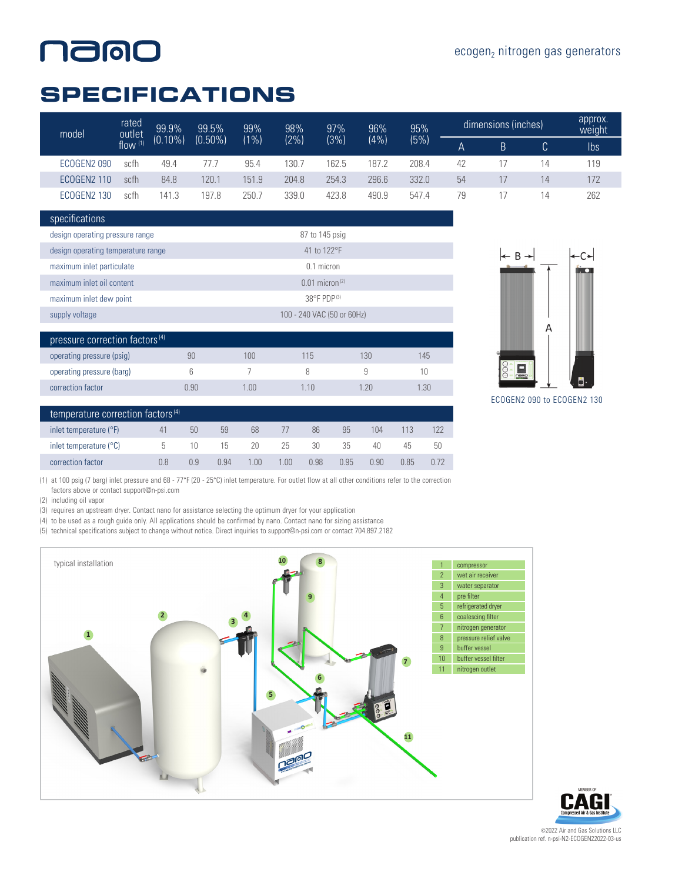# SPECIFICATIONS

| model | rated outlet flow [1] | 99.9% (0.10%) | 99.5% (0.50%) | 99% (1%) | 98% (2%) | 97% (3%) | 96% (4%) | 95% (5%) | dimensions (inches) | | | approx. weight |
|---|---|---|---|---|---|---|---|---|---|---|---|---|
| | | | | | | | | | A | B | C | lbs |
| ECOGEN2 090 | scfh | 49.4 | 77.7 | 95.4 | 130.7 | 162.5 | 187.2 | 208.4 | 42 | 17 | 14 | 119 |
| ECOGEN2 110 | scfh | 84.8 | 120.1 | 151.9 | 204.8 | 254.3 | 296.6 | 332.0 | 54 | 17 | 14 | 172 |
| ECOGEN2 130 | scfh | 141.3 | 197.8 | 250.7 | 339.0 | 423.8 | 490.9 | 547.4 | 79 | 17 | 14 | 262 |

| specifications | |
|---|---|
| design operating pressure range | 87 to 145 psig |
| design operating temperature range | 41 to 122°F |
| maximum inlet particulate | 0.1 micron |
| maximum inlet oil content | 0.01 micron [2] |
| maximum inlet dew point | 38°F PDP [3] |
| supply voltage | 100 - 240 VAC (50 or 60Hz) |

B
C
A

ECOGEN2 090 to ECOGEN2 130

| pressure correction factors [4] | | | | | |
|---|---|---|---|---|---|
| operating pressure (psig) | 90 | 100 | 115 | 130 | 145 |
| operating pressure (barg) | 6 | 7 | 8 | 9 | 10 |
| correction factor | 0.90 | 1.00 | 1.10 | 1.20 | 1.30 |

| temperature correction factors [4] | | | | | | | | | | |
|---|---|---|---|---|---|---|---|---|---|---|
| inlet temperature (°F) | 41 | 50 | 59 | 68 | 77 | 86 | 95 | 104 | 113 | 122 |
| inlet temperature (°C) | 5 | 10 | 15 | 20 | 25 | 30 | 35 | 40 | 45 | 50 |
| correction factor | 0.8 | 0.9 | 0.94 | 1.00 | 1.00 | 0.98 | 0.95 | 0.90 | 0.85 | 0.72 |

(1) at 100 psig (7 barg) inlet pressure and 68 - 77°F (20 - 25°C) inlet temperature. For outlet flow at all other conditions refer to the correction factors above or contact support@n-psi.com

(2) including oil vapor

(3) requires an upstream dryer. Contact nano for assistance selecting the optimum dryer for your application

(4) to be used as a rough guide only. All applications should be confirmed by nano. Contact nano for sizing assistance

(5) technical specifications subject to change without notice. Direct inquiries to support@n-psi.com or contact 704.897.2182

typical installation

| | |
|---|---|
| 1 | compressor |
| 2 | wet air receiver |
| 3 | water separator |
| 4 | pre filter |
| 5 | refrigerated dryer |
| 6 | coalescing filter |
| 7 | nitrogen generator |
| 8 | pressure relief valve |
| 9 | buffer vessel |
| 10 | buffer vessel filter |
| 11 | nitrogen outlet |

©2022 Air and Gas Solutions LLC
publication ref. n-psi-N2-ECOGEN22022-03-us